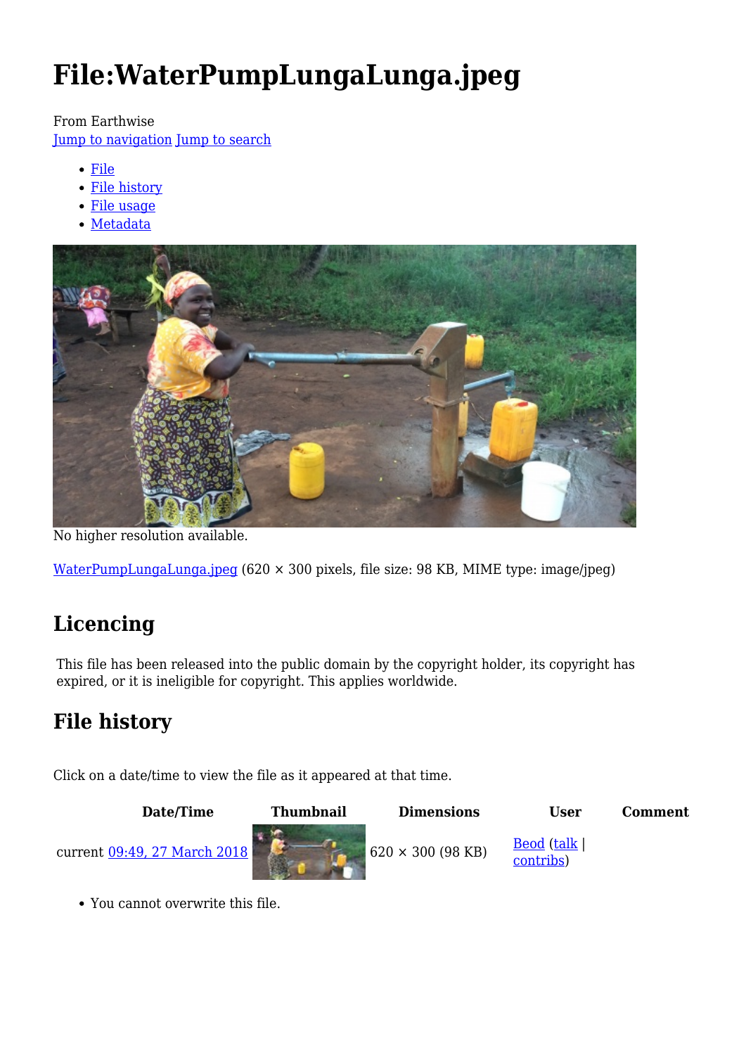# File:WaterPumpLungaLunga.jpeg

From Earthwise

Jump to navigation Jump to search

- File
- File history
- File usage
- Metadata

No higher resolution available.

WaterPumpLungaLunga.jpeg (620 × 300 pixels, file size: 98 KB, MIME type: image/jpeg)

## Licencing

This file has been released into the public domain by the copyright holder, its copyright has expired, or it is ineligible for copyright. This applies worldwide.

## File history

Click on a date/time to view the file as it appeared at that time.

| Date/Time | Thumbnail | Dimensions | User | Comment |
|---|---|---|---|---|
| current 09:49, 27 March 2018 | | 620 × 300 (98 KB) | Beod (talk \| contribs) | |

- You cannot overwrite this file.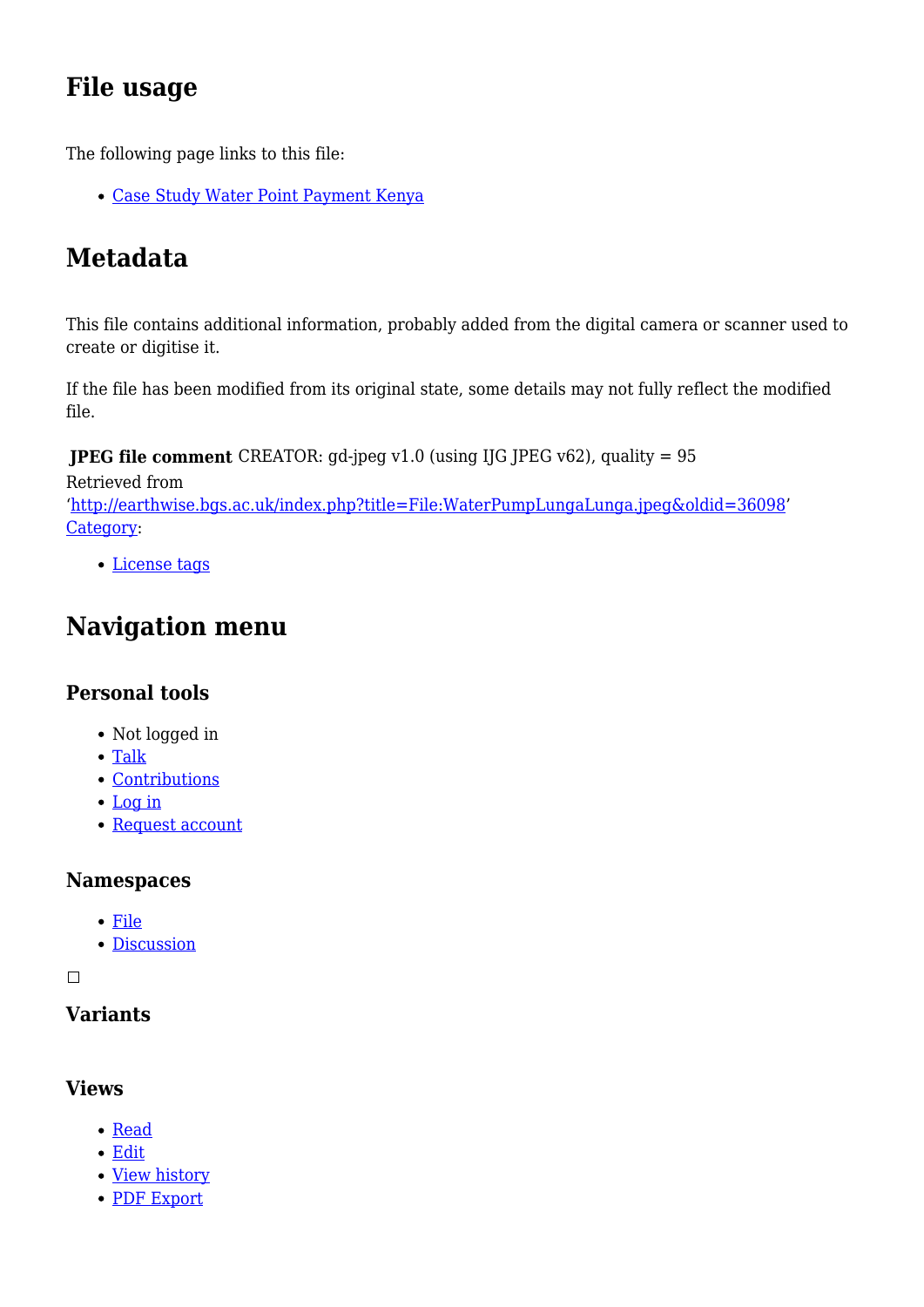## File usage

The following page links to this file:

- Case Study Water Point Payment Kenya

## Metadata

This file contains additional information, probably added from the digital camera or scanner used to create or digitise it.

If the file has been modified from its original state, some details may not fully reflect the modified file.

**JPEG file comment** CREATOR: gd-jpeg v1.0 (using IJG JPEG v62), quality = 95

Retrieved from 'http://earthwise.bgs.ac.uk/index.php?title=File:WaterPumpLungaLunga.jpeg&oldid=36098'

Category:

- License tags

## Navigation menu

### Personal tools

- Not logged in
- Talk
- Contributions
- Log in
- Request account

### Namespaces

- File
- Discussion

### Variants

### Views

- Read
- Edit
- View history
- PDF Export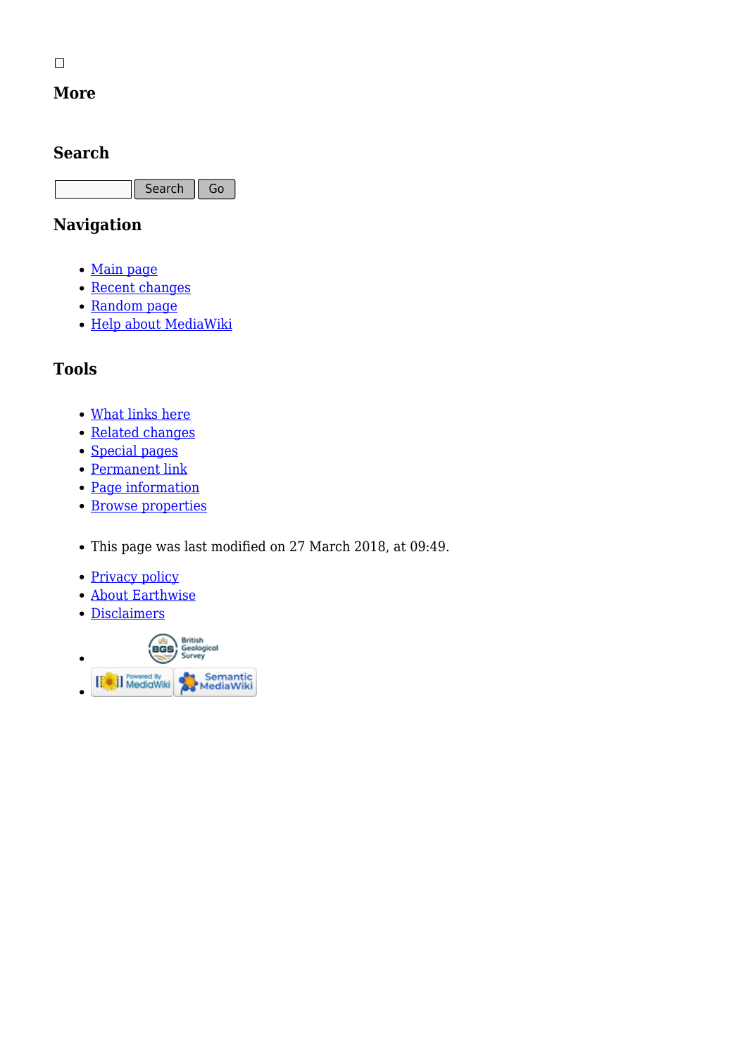### More

### Search

Search Go

### Navigation

- Main page
- Recent changes
- Random page
- Help about MediaWiki

### Tools

- What links here
- Related changes
- Special pages
- Permanent link
- Page information
- Browse properties

- This page was last modified on 27 March 2018, at 09:49.

- Privacy policy
- About Earthwise
- Disclaimers